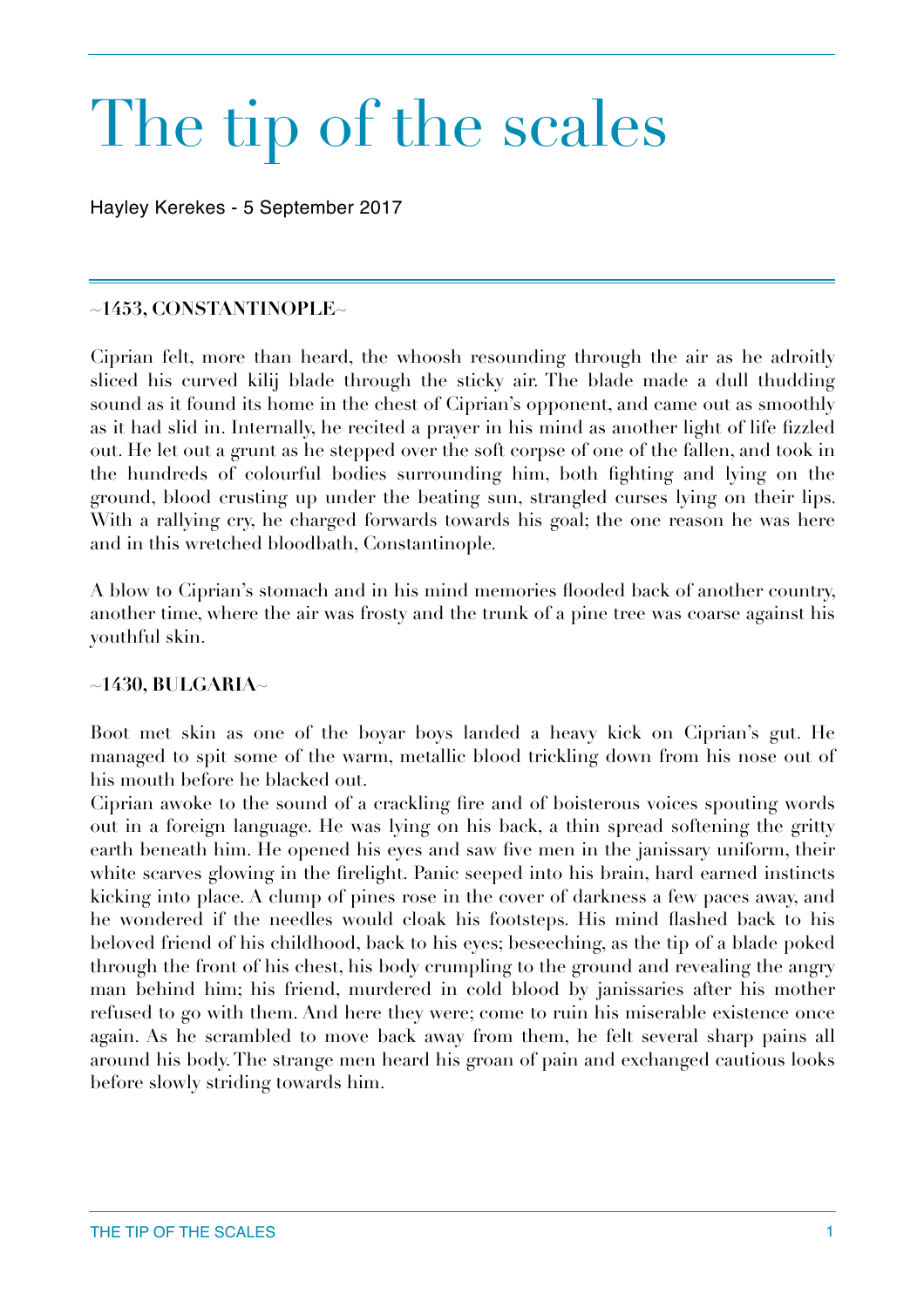# The tip of the scales

Hayley Kerekes - 5 September 2017

**~1453, CONSTANTINOPLE~**

Ciprian felt, more than heard, the whoosh resounding through the air as he adroitly sliced his curved kilij blade through the sticky air. The blade made a dull thudding sound as it found its home in the chest of Ciprian's opponent, and came out as smoothly as it had slid in. Internally, he recited a prayer in his mind as another light of life fizzled out. He let out a grunt as he stepped over the soft corpse of one of the fallen, and took in the hundreds of colourful bodies surrounding him, both fighting and lying on the ground, blood crusting up under the beating sun, strangled curses lying on their lips. With a rallying cry, he charged forwards towards his goal; the one reason he was here and in this wretched bloodbath, Constantinople.

A blow to Ciprian's stomach and in his mind memories flooded back of another country, another time, where the air was frosty and the trunk of a pine tree was coarse against his youthful skin.

**~1430, BULGARIA~**

Boot met skin as one of the boyar boys landed a heavy kick on Ciprian's gut. He managed to spit some of the warm, metallic blood trickling down from his nose out of his mouth before he blacked out.

Ciprian awoke to the sound of a crackling fire and of boisterous voices spouting words out in a foreign language. He was lying on his back, a thin spread softening the gritty earth beneath him. He opened his eyes and saw five men in the janissary uniform, their white scarves glowing in the firelight. Panic seeped into his brain, hard earned instincts kicking into place. A clump of pines rose in the cover of darkness a few paces away, and he wondered if the needles would cloak his footsteps. His mind flashed back to his beloved friend of his childhood, back to his eyes; beseeching, as the tip of a blade poked through the front of his chest, his body crumpling to the ground and revealing the angry man behind him; his friend, murdered in cold blood by janissaries after his mother refused to go with them. And here they were; come to ruin his miserable existence once again. As he scrambled to move back away from them, he felt several sharp pains all around his body. The strange men heard his groan of pain and exchanged cautious looks before slowly striding towards him.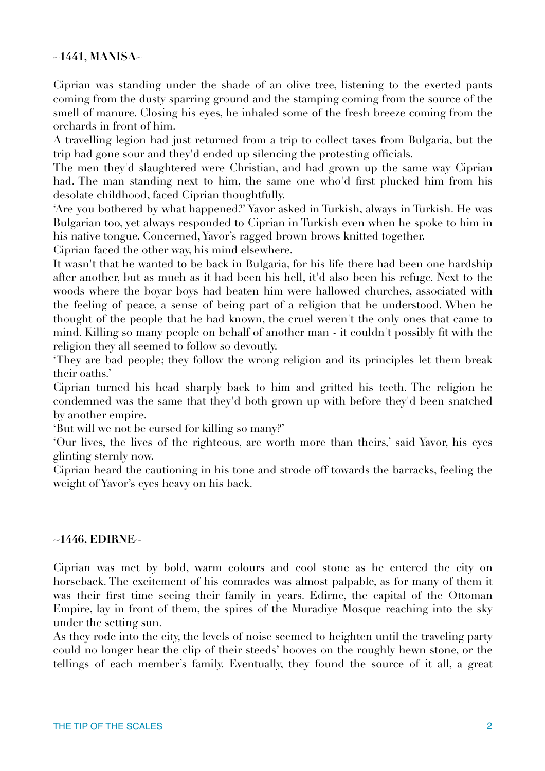**~1441, MANISA~**

Ciprian was standing under the shade of an olive tree, listening to the exerted pants coming from the dusty sparring ground and the stamping coming from the source of the smell of manure. Closing his eyes, he inhaled some of the fresh breeze coming from the orchards in front of him.

A travelling legion had just returned from a trip to collect taxes from Bulgaria, but the trip had gone sour and they'd ended up silencing the protesting officials.

The men they'd slaughtered were Christian, and had grown up the same way Ciprian had. The man standing next to him, the same one who'd first plucked him from his desolate childhood, faced Ciprian thoughtfully.

'Are you bothered by what happened?' Yavor asked in Turkish, always in Turkish. He was Bulgarian too, yet always responded to Ciprian in Turkish even when he spoke to him in his native tongue. Concerned, Yavor's ragged brown brows knitted together.

Ciprian faced the other way, his mind elsewhere.

It wasn't that he wanted to be back in Bulgaria, for his life there had been one hardship after another, but as much as it had been his hell, it'd also been his refuge. Next to the woods where the boyar boys had beaten him were hallowed churches, associated with the feeling of peace, a sense of being part of a religion that he understood. When he thought of the people that he had known, the cruel weren't the only ones that came to mind. Killing so many people on behalf of another man - it couldn't possibly fit with the religion they all seemed to follow so devoutly.

'They are bad people; they follow the wrong religion and its principles let them break their oaths.'

Ciprian turned his head sharply back to him and gritted his teeth. The religion he condemned was the same that they'd both grown up with before they'd been snatched by another empire.

'But will we not be cursed for killing so many?'

'Our lives, the lives of the righteous, are worth more than theirs,' said Yavor, his eyes glinting sternly now.

Ciprian heard the cautioning in his tone and strode off towards the barracks, feeling the weight of Yavor's eyes heavy on his back.

**~1446, EDIRNE~**

Ciprian was met by bold, warm colours and cool stone as he entered the city on horseback. The excitement of his comrades was almost palpable, as for many of them it was their first time seeing their family in years. Edirne, the capital of the Ottoman Empire, lay in front of them, the spires of the Muradiye Mosque reaching into the sky under the setting sun.

As they rode into the city, the levels of noise seemed to heighten until the traveling party could no longer hear the clip of their steeds' hooves on the roughly hewn stone, or the tellings of each member's family. Eventually, they found the source of it all, a great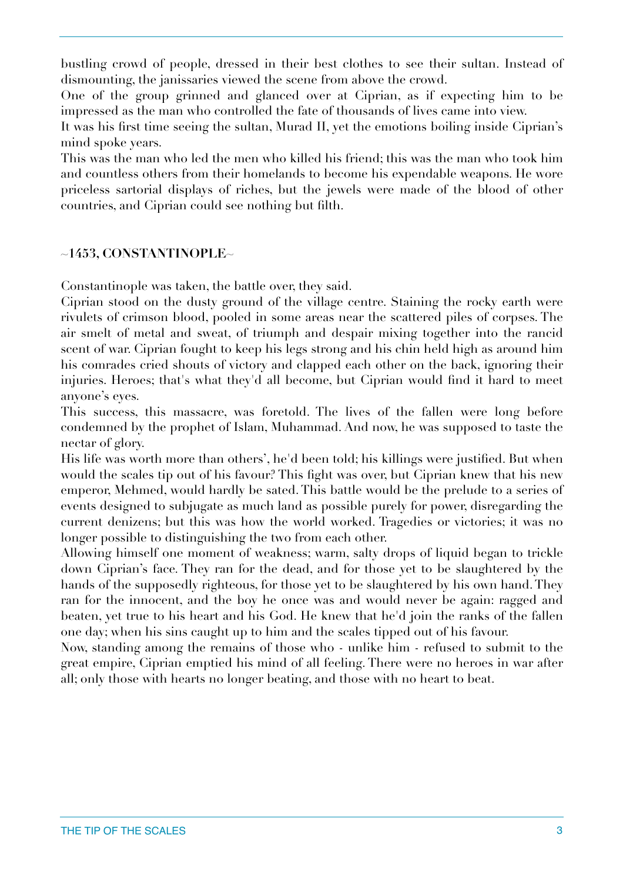bustling crowd of people, dressed in their best clothes to see their sultan. Instead of dismounting, the janissaries viewed the scene from above the crowd.

One of the group grinned and glanced over at Ciprian, as if expecting him to be impressed as the man who controlled the fate of thousands of lives came into view.

It was his first time seeing the sultan, Murad II, yet the emotions boiling inside Ciprian's mind spoke years.

This was the man who led the men who killed his friend; this was the man who took him and countless others from their homelands to become his expendable weapons. He wore priceless sartorial displays of riches, but the jewels were made of the blood of other countries, and Ciprian could see nothing but filth.

**~1453, CONSTANTINOPLE~**

Constantinople was taken, the battle over, they said.

Ciprian stood on the dusty ground of the village centre. Staining the rocky earth were rivulets of crimson blood, pooled in some areas near the scattered piles of corpses. The air smelt of metal and sweat, of triumph and despair mixing together into the rancid scent of war. Ciprian fought to keep his legs strong and his chin held high as around him his comrades cried shouts of victory and clapped each other on the back, ignoring their injuries. Heroes; that's what they'd all become, but Ciprian would find it hard to meet anyone's eyes.

This success, this massacre, was foretold. The lives of the fallen were long before condemned by the prophet of Islam, Muhammad. And now, he was supposed to taste the nectar of glory.

His life was worth more than others', he'd been told; his killings were justified. But when would the scales tip out of his favour? This fight was over, but Ciprian knew that his new emperor, Mehmed, would hardly be sated. This battle would be the prelude to a series of events designed to subjugate as much land as possible purely for power, disregarding the current denizens; but this was how the world worked. Tragedies or victories; it was no longer possible to distinguishing the two from each other.

Allowing himself one moment of weakness; warm, salty drops of liquid began to trickle down Ciprian's face. They ran for the dead, and for those yet to be slaughtered by the hands of the supposedly righteous, for those yet to be slaughtered by his own hand. They ran for the innocent, and the boy he once was and would never be again: ragged and beaten, yet true to his heart and his God. He knew that he'd join the ranks of the fallen one day; when his sins caught up to him and the scales tipped out of his favour.

Now, standing among the remains of those who - unlike him - refused to submit to the great empire, Ciprian emptied his mind of all feeling. There were no heroes in war after all; only those with hearts no longer beating, and those with no heart to beat.